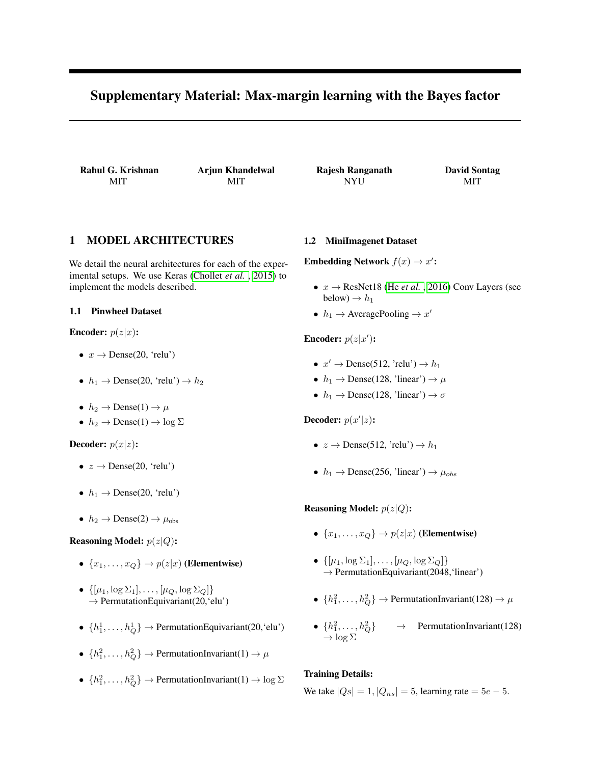# Supplementary Material: Max-margin learning with the Bayes factor

**Rahul G. Krishnan**
MIT

**Arjun Khandelwal**
MIT

**Rajesh Ranganath**
NYU

**David Sontag**
MIT

## 1 MODEL ARCHITECTURES

We detail the neural architectures for each of the experimental setups. We use Keras (Chollet *et al.*, 2015) to implement the models described.

### 1.1 Pinwheel Dataset

**Encoder:** $p(z|x)$**:**

- $x \to$ Dense(20, 'relu')
- $h_1 \to$ Dense(20, 'relu') $\to h_2$
- $h_2 \to$ Dense(1) $\to \mu$
- $h_2 \to$ Dense(1) $\to \log \Sigma$

**Decoder:** $p(x|z)$**:**

- $z \to$ Dense(20, 'relu')
- $h_1 \to$ Dense(20, 'relu')
- $h_2 \to$ Dense(2) $\to \mu_{\text{obs}}$

**Reasoning Model:** $p(z|Q)$**:**

- $\{x_1, \ldots, x_Q\} \to p(z|x)$ **(Elementwise)**
- $\{[\mu_1, \log \Sigma_1], \ldots, [\mu_Q, \log \Sigma_Q]\}$ $\to$ PermutationEquivariant(20,'elu')
- $\{h_1^1, \ldots, h_Q^1\} \to$ PermutationEquivariant(20,'elu')
- $\{h_1^2, \ldots, h_Q^2\} \to$ PermutationInvariant(1) $\to \mu$
- $\{h_1^2, \ldots, h_Q^2\} \to$ PermutationInvariant(1) $\to \log \Sigma$

### 1.2 MiniImagenet Dataset

**Embedding Network** $f(x) \to x'$**:**

- $x \to$ ResNet18 (He *et al.*, 2016) Conv Layers (see below) $\to h_1$
- $h_1 \to$ AveragePooling $\to x'$

**Encoder:** $p(z|x')$**:**

- $x' \to$ Dense(512, 'relu') $\to h_1$
- $h_1 \to$ Dense(128, 'linear') $\to \mu$
- $h_1 \to$ Dense(128, 'linear') $\to \sigma$

**Decoder:** $p(x'|z)$**:**

- $z \to$ Dense(512, 'relu') $\to h_1$
- $h_1 \to$ Dense(256, 'linear') $\to \mu_{obs}$

**Reasoning Model:** $p(z|Q)$**:**

- $\{x_1, \ldots, x_Q\} \to p(z|x)$ **(Elementwise)**
- $\{[\mu_1, \log \Sigma_1], \ldots, [\mu_Q, \log \Sigma_Q]\}$ $\to$ PermutationEquivariant(2048,'linear')
- $\{h_1^2, \ldots, h_Q^2\} \to$ PermutationInvariant(128) $\to \mu$
- $\{h_1^2, \ldots, h_Q^2\} \to$ PermutationInvariant(128) $\to \log \Sigma$

**Training Details:**

We take $|Qs| = 1, |Q_{ns}| = 5$, learning rate $= 5e-5$.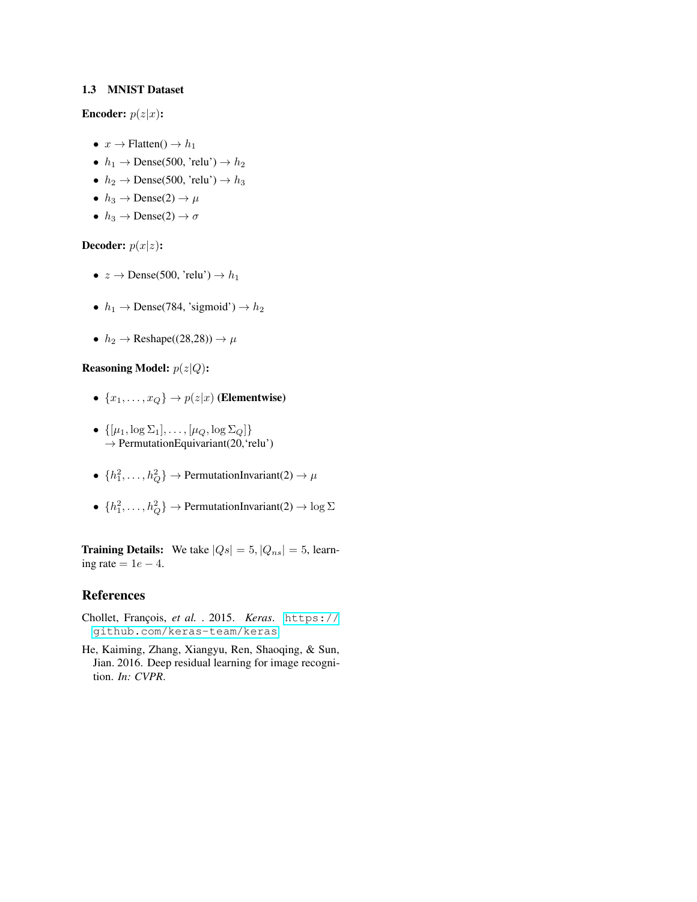### 1.3 MNIST Dataset

**Encoder:** $p(z|x)$**:**

- $x \rightarrow$ Flatten() $\rightarrow h_1$
- $h_1 \rightarrow$ Dense(500, 'relu') $\rightarrow h_2$
- $h_2 \rightarrow$ Dense(500, 'relu') $\rightarrow h_3$
- $h_3 \rightarrow$ Dense(2) $\rightarrow \mu$
- $h_3 \rightarrow$ Dense(2) $\rightarrow \sigma$

**Decoder:** $p(x|z)$**:**

- $z \rightarrow$ Dense(500, 'relu') $\rightarrow h_1$
- $h_1 \rightarrow$ Dense(784, 'sigmoid') $\rightarrow h_2$
- $h_2 \rightarrow$ Reshape((28,28)) $\rightarrow \mu$

**Reasoning Model:** $p(z|Q)$**:**

- $\{x_1, \ldots, x_Q\} \rightarrow p(z|x)$ **(Elementwise)**
- $\{[\mu_1, \log \Sigma_1], \ldots, [\mu_Q, \log \Sigma_Q]\}$ $\rightarrow$ PermutationEquivariant(20,'relu')
- $\{h_1^2, \ldots, h_Q^2\} \rightarrow$ PermutationInvariant(2) $\rightarrow \mu$
- $\{h_1^2, \ldots, h_Q^2\} \rightarrow$ PermutationInvariant(2) $\rightarrow \log \Sigma$

**Training Details:** We take $|Qs| = 5, |Q_{ns}| = 5$, learning rate $= 1e-4$.

## References

Chollet, François, *et al.* . 2015. *Keras*. https://github.com/keras-team/keras

He, Kaiming, Zhang, Xiangyu, Ren, Shaoqing, & Sun, Jian. 2016. Deep residual learning for image recognition. *In: CVPR*.